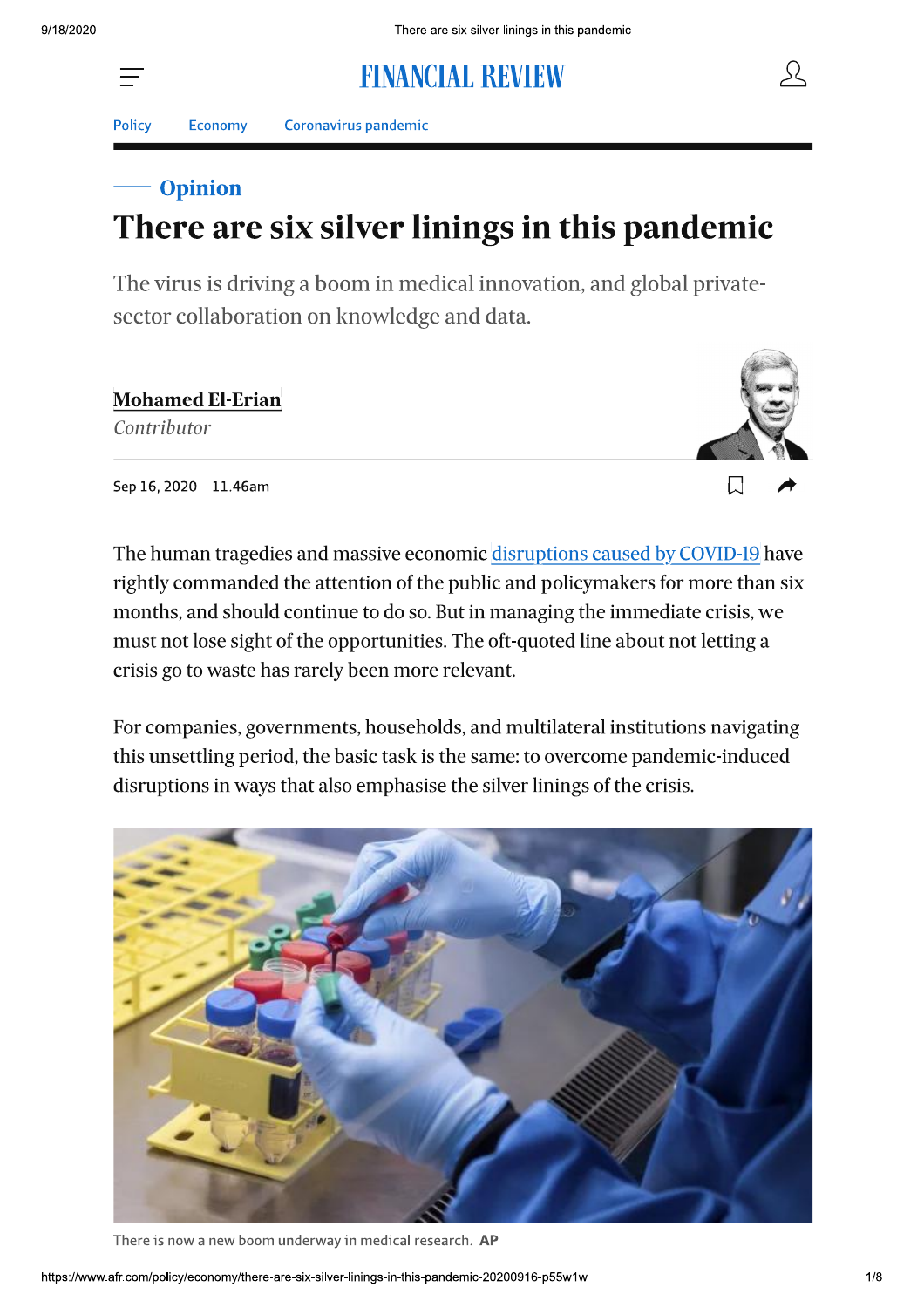Policy Economy Coronavirus pandemic

Opinion

# There are six silver linings in this pandemic

The virus is driving a boom in medical innovation, and global private-sector collaboration on knowledge and data.

**Mohamed El-Erian**
*Contributor*

Sep 16, 2020 – 11.46am

The human tragedies and massive economic disruptions caused by COVID-19 have rightly commanded the attention of the public and policymakers for more than six months, and should continue to do so. But in managing the immediate crisis, we must not lose sight of the opportunities. The oft-quoted line about not letting a crisis go to waste has rarely been more relevant.

For companies, governments, households, and multilateral institutions navigating this unsettling period, the basic task is the same: to overcome pandemic-induced disruptions in ways that also emphasise the silver linings of the crisis.

There is now a new boom underway in medical research. **AP**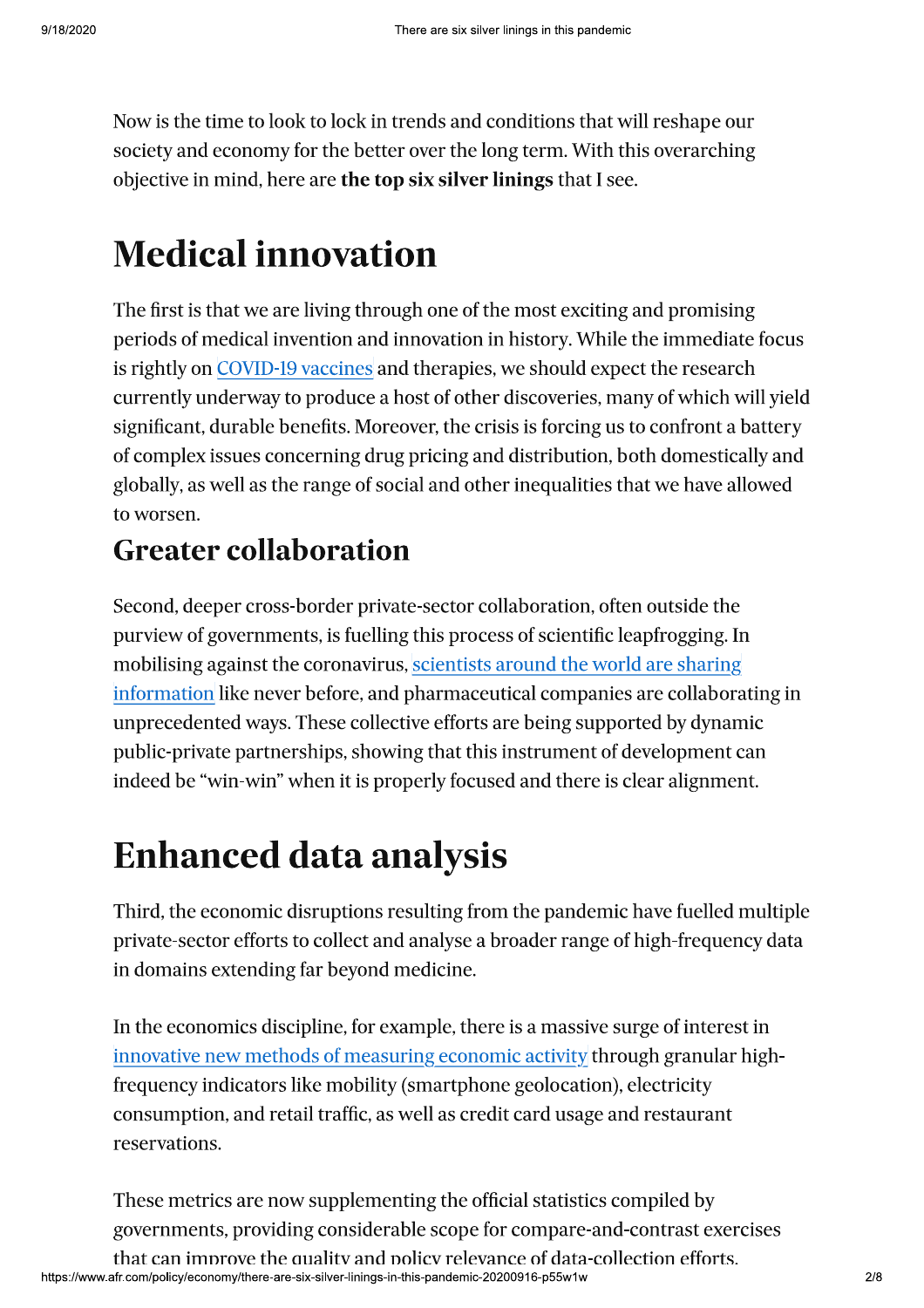Now is the time to look to lock in trends and conditions that will reshape our society and economy for the better over the long term. With this overarching objective in mind, here are **the top six silver linings** that I see.

# Medical innovation

The first is that we are living through one of the most exciting and promising periods of medical invention and innovation in history. While the immediate focus is rightly on COVID-19 vaccines and therapies, we should expect the research currently underway to produce a host of other discoveries, many of which will yield significant, durable benefits. Moreover, the crisis is forcing us to confront a battery of complex issues concerning drug pricing and distribution, both domestically and globally, as well as the range of social and other inequalities that we have allowed to worsen.

## Greater collaboration

Second, deeper cross-border private-sector collaboration, often outside the purview of governments, is fuelling this process of scientific leapfrogging. In mobilising against the coronavirus, scientists around the world are sharing information like never before, and pharmaceutical companies are collaborating in unprecedented ways. These collective efforts are being supported by dynamic public-private partnerships, showing that this instrument of development can indeed be "win-win" when it is properly focused and there is clear alignment.

# Enhanced data analysis

Third, the economic disruptions resulting from the pandemic have fuelled multiple private-sector efforts to collect and analyse a broader range of high-frequency data in domains extending far beyond medicine.

In the economics discipline, for example, there is a massive surge of interest in innovative new methods of measuring economic activity through granular high-frequency indicators like mobility (smartphone geolocation), electricity consumption, and retail traffic, as well as credit card usage and restaurant reservations.

These metrics are now supplementing the official statistics compiled by governments, providing considerable scope for compare-and-contrast exercises that can improve the quality and policy relevance of data-collection efforts.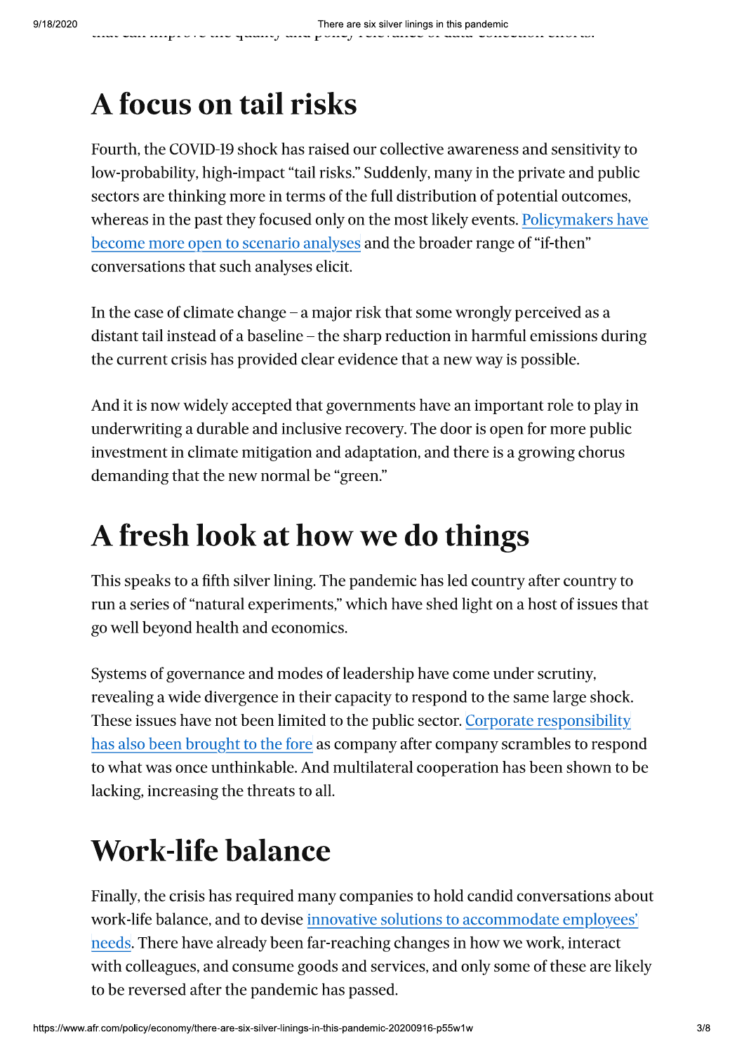that can improve the quality and policy relevance of data-collection efforts.

## A focus on tail risks

Fourth, the COVID-19 shock has raised our collective awareness and sensitivity to low-probability, high-impact "tail risks." Suddenly, many in the private and public sectors are thinking more in terms of the full distribution of potential outcomes, whereas in the past they focused only on the most likely events. Policymakers have become more open to scenario analyses and the broader range of "if-then" conversations that such analyses elicit.

In the case of climate change – a major risk that some wrongly perceived as a distant tail instead of a baseline – the sharp reduction in harmful emissions during the current crisis has provided clear evidence that a new way is possible.

And it is now widely accepted that governments have an important role to play in underwriting a durable and inclusive recovery. The door is open for more public investment in climate mitigation and adaptation, and there is a growing chorus demanding that the new normal be "green."

## A fresh look at how we do things

This speaks to a fifth silver lining. The pandemic has led country after country to run a series of "natural experiments," which have shed light on a host of issues that go well beyond health and economics.

Systems of governance and modes of leadership have come under scrutiny, revealing a wide divergence in their capacity to respond to the same large shock. These issues have not been limited to the public sector. Corporate responsibility has also been brought to the fore as company after company scrambles to respond to what was once unthinkable. And multilateral cooperation has been shown to be lacking, increasing the threats to all.

## Work-life balance

Finally, the crisis has required many companies to hold candid conversations about work-life balance, and to devise innovative solutions to accommodate employees' needs. There have already been far-reaching changes in how we work, interact with colleagues, and consume goods and services, and only some of these are likely to be reversed after the pandemic has passed.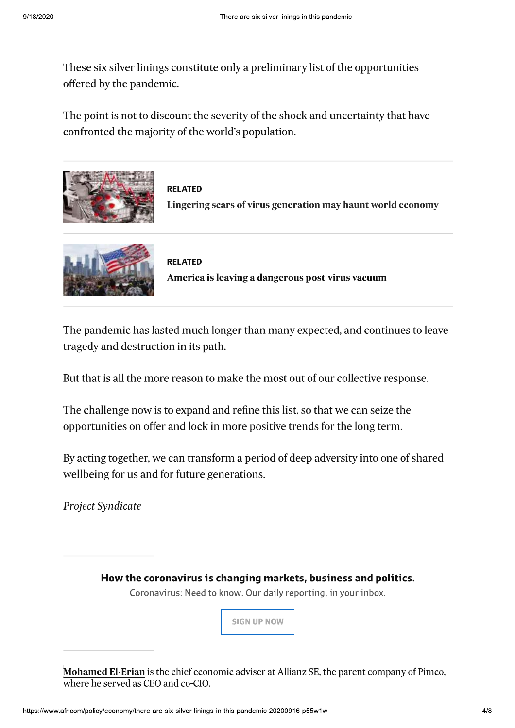These six silver linings constitute only a preliminary list of the opportunities offered by the pandemic.

The point is not to discount the severity of the shock and uncertainty that have confronted the majority of the world's population.

**RELATED**

**Lingering scars of virus generation may haunt world economy**

**RELATED**

**America is leaving a dangerous post-virus vacuum**

The pandemic has lasted much longer than many expected, and continues to leave tragedy and destruction in its path.

But that is all the more reason to make the most out of our collective response.

The challenge now is to expand and refine this list, so that we can seize the opportunities on offer and lock in more positive trends for the long term.

By acting together, we can transform a period of deep adversity into one of shared wellbeing for us and for future generations.

*Project Syndicate*

**How the coronavirus is changing markets, business and politics.**

Coronavirus: Need to know. Our daily reporting, in your inbox.

SIGN UP NOW

**Mohamed El-Erian** is the chief economic adviser at Allianz SE, the parent company of Pimco, where he served as CEO and co-CIO.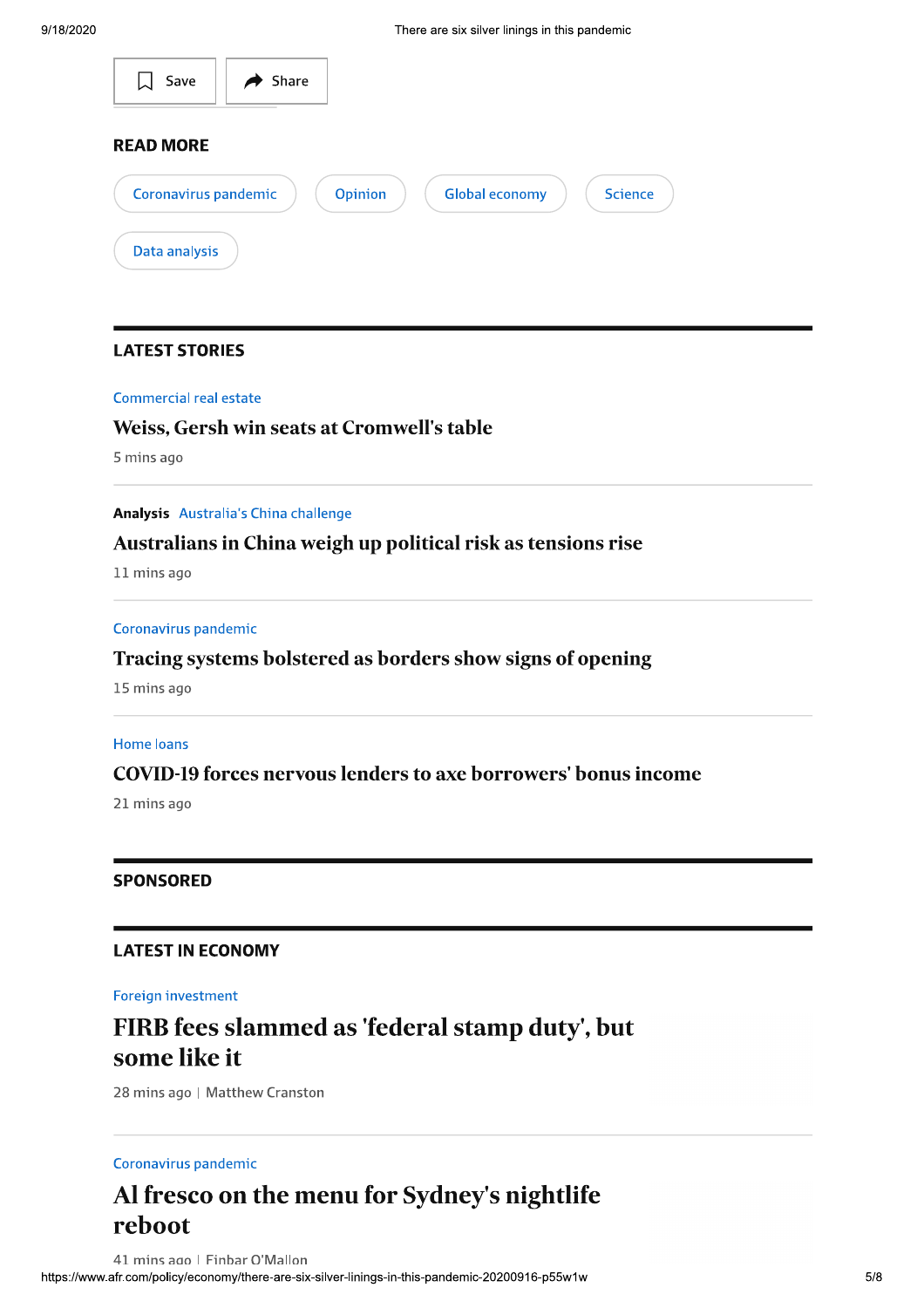Save

Share

## READ MORE

Coronavirus pandemic

Opinion

Global economy

Science

Data analysis

## LATEST STORIES

Commercial real estate

### Weiss, Gersh win seats at Cromwell's table

5 mins ago

**Analysis** Australia's China challenge

### Australians in China weigh up political risk as tensions rise

11 mins ago

Coronavirus pandemic

### Tracing systems bolstered as borders show signs of opening

15 mins ago

Home loans

### COVID-19 forces nervous lenders to axe borrowers' bonus income

21 mins ago

## SPONSORED

## LATEST IN ECONOMY

Foreign investment

### FIRB fees slammed as 'federal stamp duty', but some like it

28 mins ago | Matthew Cranston

Coronavirus pandemic

### Al fresco on the menu for Sydney's nightlife reboot

41 mins ago | Finbar O'Mallon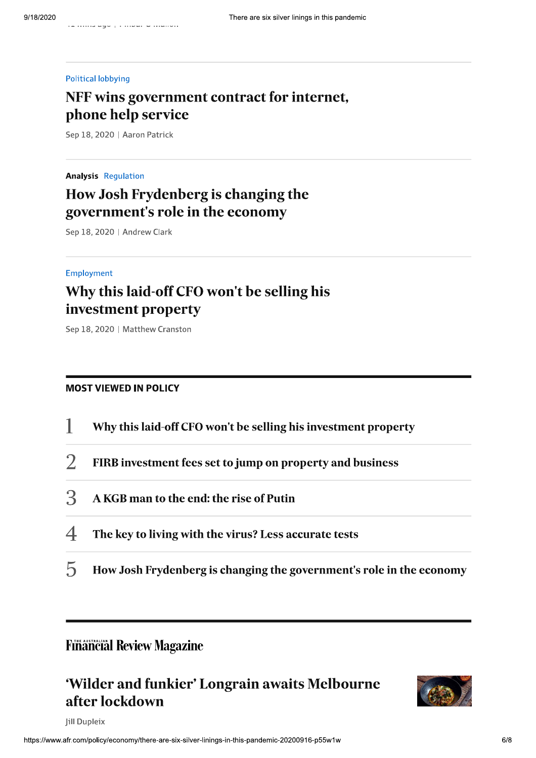Political lobbying

## NFF wins government contract for internet, phone help service

Sep 18, 2020 | Aaron Patrick

---

**Analysis** Regulation

## How Josh Frydenberg is changing the government's role in the economy

Sep 18, 2020 | Andrew Clark

---

Employment

## Why this laid-off CFO won't be selling his investment property

Sep 18, 2020 | Matthew Cranston

---

## MOST VIEWED IN POLICY

1. Why this laid-off CFO won't be selling his investment property
2. FIRB investment fees set to jump on property and business
3. A KGB man to the end: the rise of Putin
4. The key to living with the virus? Less accurate tests
5. How Josh Frydenberg is changing the government's role in the economy

---

## Financial Review Magazine

## 'Wilder and funkier' Longrain awaits Melbourne after lockdown

Jill Dupleix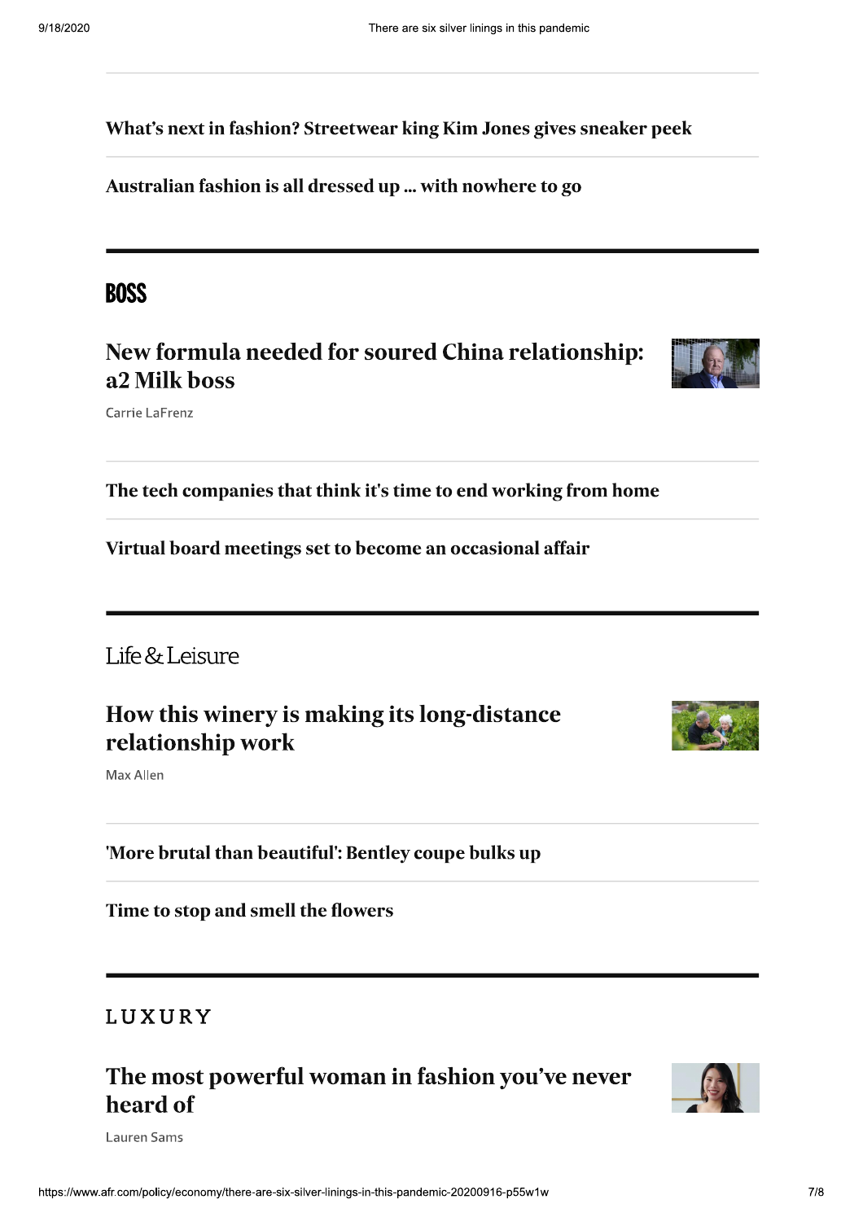What's next in fashion? Streetwear king Kim Jones gives sneaker peek

Australian fashion is all dressed up ... with nowhere to go

## BOSS

### New formula needed for soured China relationship: a2 Milk boss

Carrie LaFrenz

The tech companies that think it's time to end working from home

Virtual board meetings set to become an occasional affair

## Life & Leisure

### How this winery is making its long-distance relationship work

Max Allen

'More brutal than beautiful': Bentley coupe bulks up

Time to stop and smell the flowers

## LUXURY

### The most powerful woman in fashion you've never heard of

Lauren Sams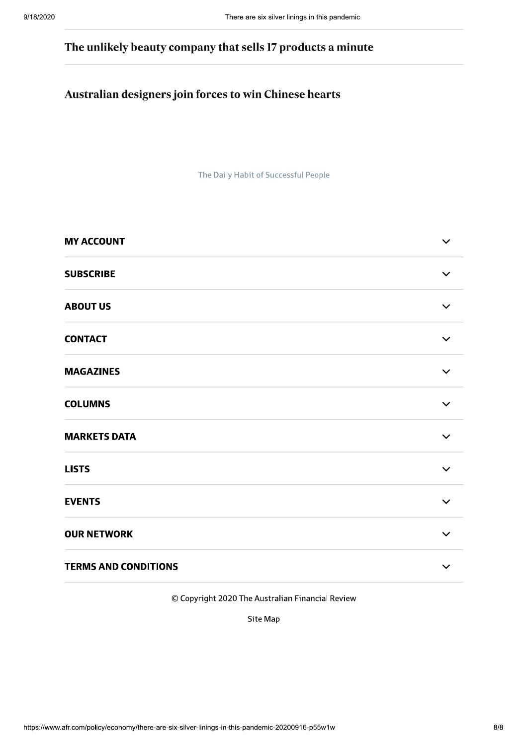### The unlikely beauty company that sells 17 products a minute

### Australian designers join forces to win Chinese hearts

The Daily Habit of Successful People

**MY ACCOUNT**

**SUBSCRIBE**

**ABOUT US**

**CONTACT**

**MAGAZINES**

**COLUMNS**

**MARKETS DATA**

**LISTS**

**EVENTS**

**OUR NETWORK**

**TERMS AND CONDITIONS**

© Copyright 2020 The Australian Financial Review

Site Map